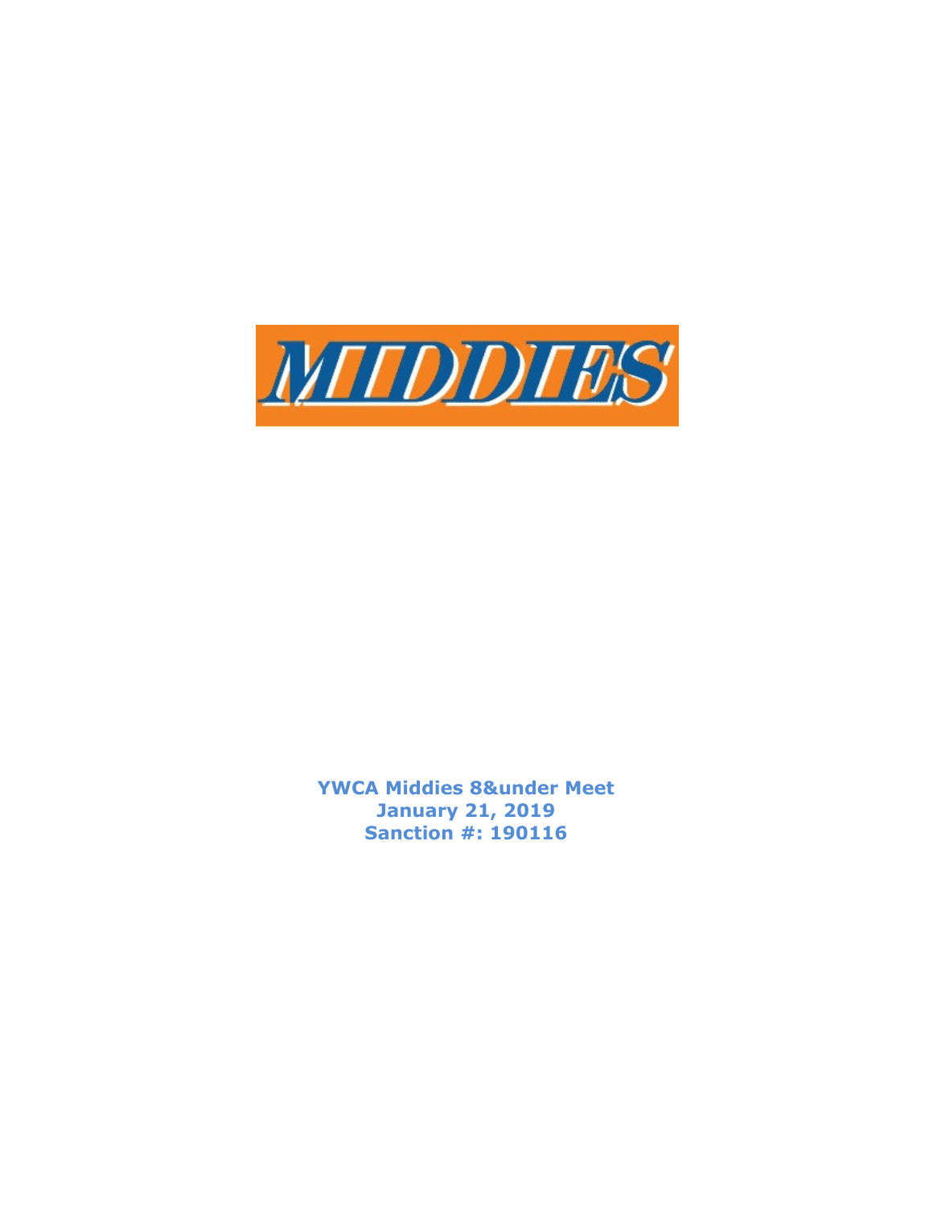**YWCA Middies 8&under Meet**
**January 21, 2019**
**Sanction #: 190116**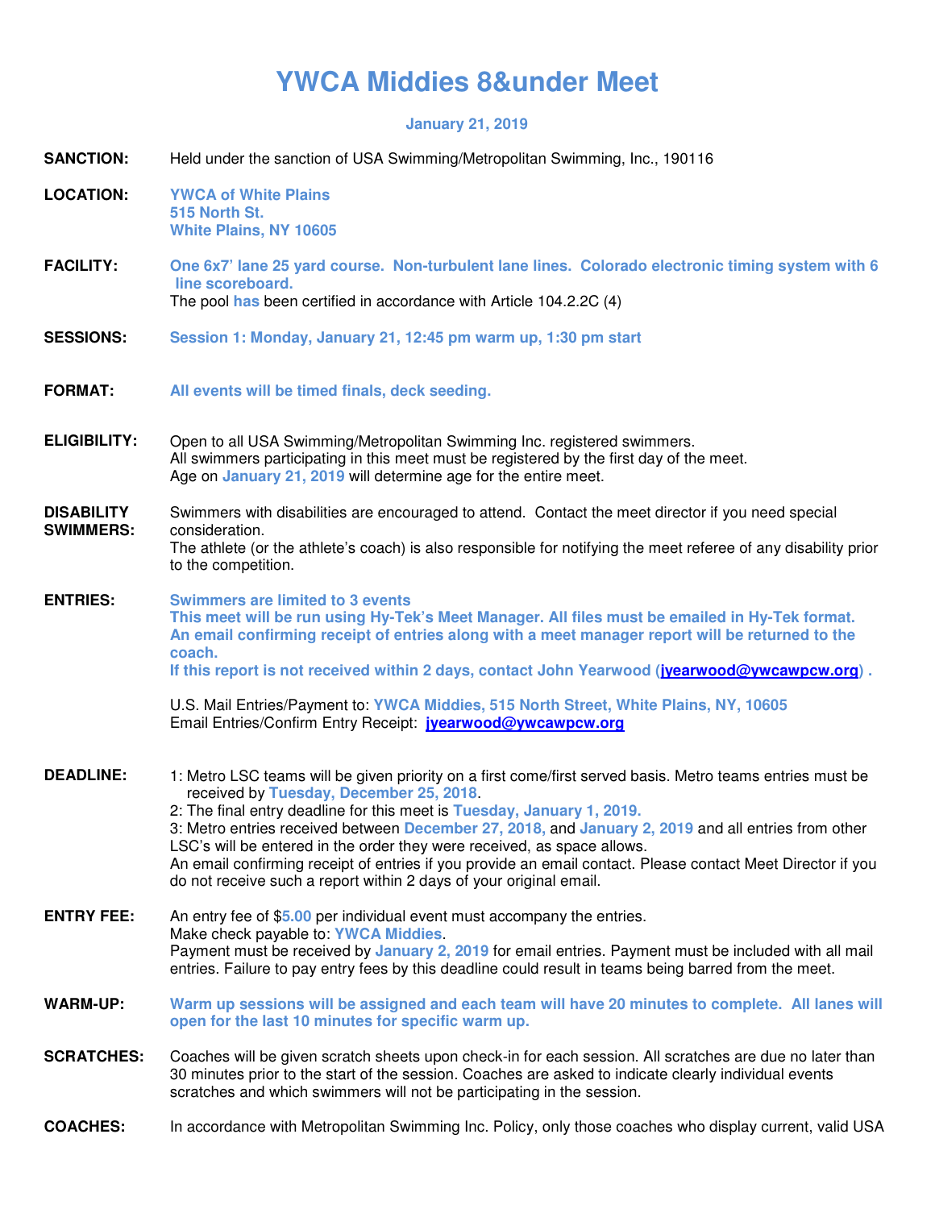# YWCA Middies 8&under Meet

**January 21, 2019**

**SANCTION:** Held under the sanction of USA Swimming/Metropolitan Swimming, Inc., 190116

**LOCATION:** **YWCA of White Plains**
**515 North St.**
**White Plains, NY 10605**

**FACILITY:** **One 6x7' lane 25 yard course. Non-turbulent lane lines. Colorado electronic timing system with 6 line scoreboard.**
The pool **has** been certified in accordance with Article 104.2.2C (4)

**SESSIONS:** **Session 1: Monday, January 21, 12:45 pm warm up, 1:30 pm start**

**FORMAT:** **All events will be timed finals, deck seeding.**

**ELIGIBILITY:** Open to all USA Swimming/Metropolitan Swimming Inc. registered swimmers.
All swimmers participating in this meet must be registered by the first day of the meet.
Age on **January 21, 2019** will determine age for the entire meet.

**DISABILITY SWIMMERS:** Swimmers with disabilities are encouraged to attend. Contact the meet director if you need special consideration.
The athlete (or the athlete's coach) is also responsible for notifying the meet referee of any disability prior to the competition.

**ENTRIES:** **Swimmers are limited to 3 events**
**This meet will be run using Hy-Tek's Meet Manager. All files must be emailed in Hy-Tek format.**
**An email confirming receipt of entries along with a meet manager report will be returned to the coach.**
**If this report is not received within 2 days, contact John Yearwood (jyearwood@ywcawpcw.org) .**

U.S. Mail Entries/Payment to: **YWCA Middies, 515 North Street, White Plains, NY, 10605**
Email Entries/Confirm Entry Receipt: **jyearwood@ywcawpcw.org**

**DEADLINE:** 1: Metro LSC teams will be given priority on a first come/first served basis. Metro teams entries must be received by **Tuesday, December 25, 2018**.
2: The final entry deadline for this meet is **Tuesday, January 1, 2019.**
3: Metro entries received between **December 27, 2018,** and **January 2, 2019** and all entries from other LSC's will be entered in the order they were received, as space allows.
An email confirming receipt of entries if you provide an email contact. Please contact Meet Director if you do not receive such a report within 2 days of your original email.

**ENTRY FEE:** An entry fee of $**5.00** per individual event must accompany the entries.
Make check payable to: **YWCA Middies**.
Payment must be received by **January 2, 2019** for email entries. Payment must be included with all mail entries. Failure to pay entry fees by this deadline could result in teams being barred from the meet.

**WARM-UP:** **Warm up sessions will be assigned and each team will have 20 minutes to complete. All lanes will open for the last 10 minutes for specific warm up.**

**SCRATCHES:** Coaches will be given scratch sheets upon check-in for each session. All scratches are due no later than 30 minutes prior to the start of the session. Coaches are asked to indicate clearly individual events scratches and which swimmers will not be participating in the session.

**COACHES:** In accordance with Metropolitan Swimming Inc. Policy, only those coaches who display current, valid USA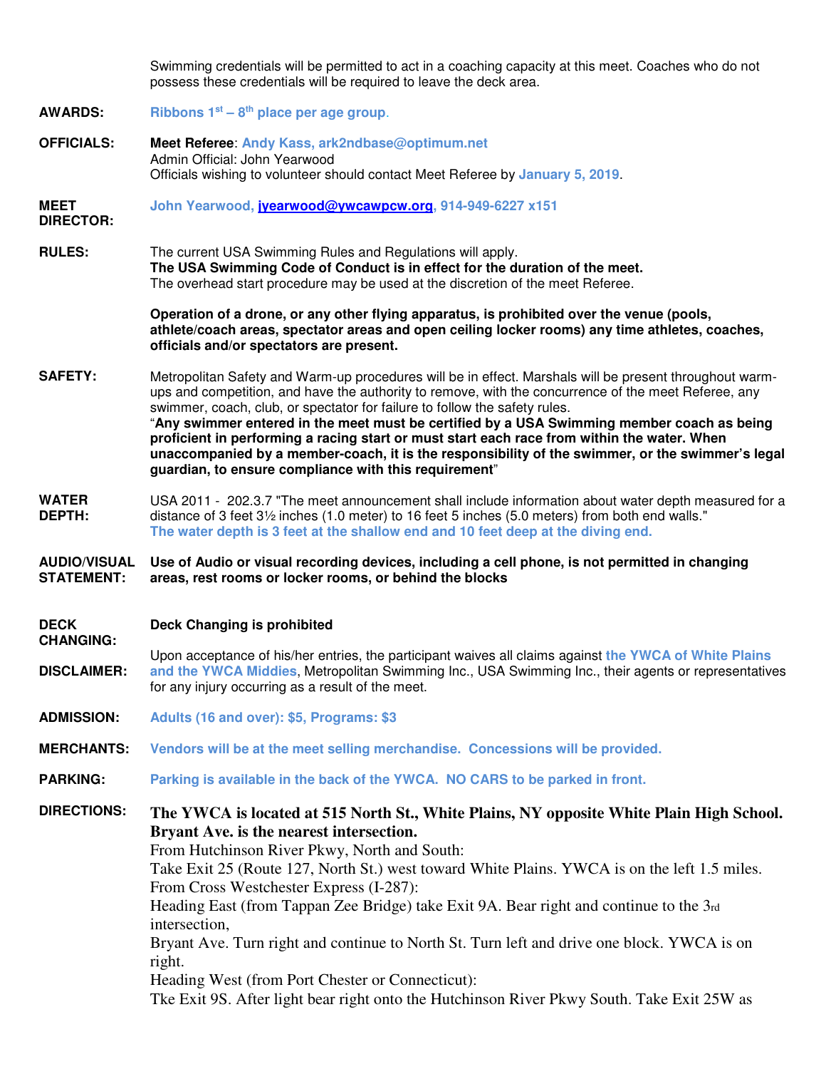Swimming credentials will be permitted to act in a coaching capacity at this meet. Coaches who do not possess these credentials will be required to leave the deck area.

**AWARDS:** Ribbons 1st – 8th place per age group.

**OFFICIALS:** **Meet Referee**: Andy Kass, ark2ndbase@optimum.net
Admin Official: John Yearwood
Officials wishing to volunteer should contact Meet Referee by January 5, 2019.

**MEET DIRECTOR:** John Yearwood, [jyearwood@ywcawpcw.org](mailto:jyearwood@ywcawpcw.org), 914-949-6227 x151

**RULES:** The current USA Swimming Rules and Regulations will apply.
**The USA Swimming Code of Conduct is in effect for the duration of the meet.**
The overhead start procedure may be used at the discretion of the meet Referee.

**Operation of a drone, or any other flying apparatus, is prohibited over the venue (pools, athlete/coach areas, spectator areas and open ceiling locker rooms) any time athletes, coaches, officials and/or spectators are present.**

**SAFETY:** Metropolitan Safety and Warm-up procedures will be in effect. Marshals will be present throughout warm-ups and competition, and have the authority to remove, with the concurrence of the meet Referee, any swimmer, coach, club, or spectator for failure to follow the safety rules.
"**Any swimmer entered in the meet must be certified by a USA Swimming member coach as being proficient in performing a racing start or must start each race from within the water. When unaccompanied by a member-coach, it is the responsibility of the swimmer, or the swimmer's legal guardian, to ensure compliance with this requirement**"

**WATER DEPTH:** USA 2011 - 202.3.7 "The meet announcement shall include information about water depth measured for a distance of 3 feet 3½ inches (1.0 meter) to 16 feet 5 inches (5.0 meters) from both end walls."
**The water depth is 3 feet at the shallow end and 10 feet deep at the diving end.**

**AUDIO/VISUAL STATEMENT:** **Use of Audio or visual recording devices, including a cell phone, is not permitted in changing areas, rest rooms or locker rooms, or behind the blocks**

**DECK CHANGING:** **Deck Changing is prohibited**

**DISCLAIMER:** Upon acceptance of his/her entries, the participant waives all claims against the YWCA of White Plains and the YWCA Middies, Metropolitan Swimming Inc., USA Swimming Inc., their agents or representatives for any injury occurring as a result of the meet.

**ADMISSION:** Adults (16 and over): $5, Programs: $3

**MERCHANTS:** Vendors will be at the meet selling merchandise. Concessions will be provided.

**PARKING:** Parking is available in the back of the YWCA. NO CARS to be parked in front.

**DIRECTIONS:** **The YWCA is located at 515 North St., White Plains, NY opposite White Plain High School. Bryant Ave. is the nearest intersection.**
From Hutchinson River Pkwy, North and South:
Take Exit 25 (Route 127, North St.) west toward White Plains. YWCA is on the left 1.5 miles.
From Cross Westchester Express (I-287):
Heading East (from Tappan Zee Bridge) take Exit 9A. Bear right and continue to the 3rd intersection,
Bryant Ave. Turn right and continue to North St. Turn left and drive one block. YWCA is on right.
Heading West (from Port Chester or Connecticut):
Tke Exit 9S. After light bear right onto the Hutchinson River Pkwy South. Take Exit 25W as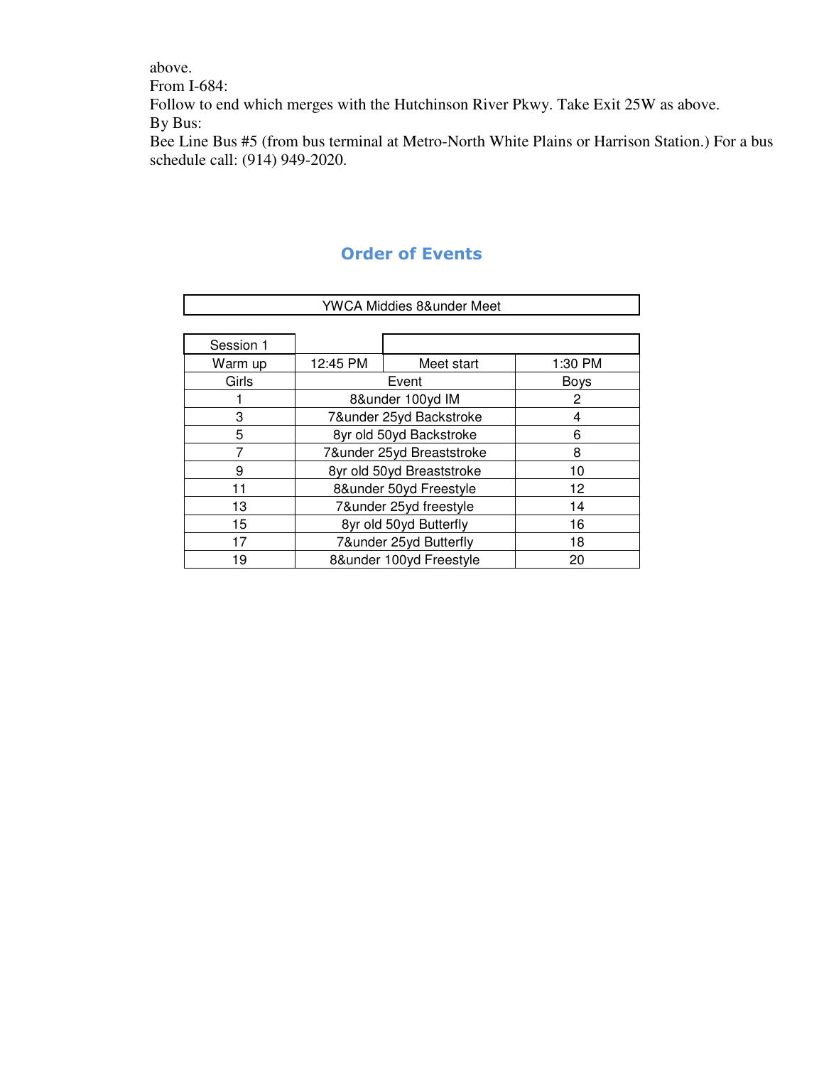above.
From I-684:
Follow to end which merges with the Hutchinson River Pkwy. Take Exit 25W as above.
By Bus:
Bee Line Bus #5 (from bus terminal at Metro-North White Plains or Harrison Station.) For a bus schedule call: (914) 949-2020.

## Order of Events

| YWCA Middies 8&under Meet | | | |
|---|---|---|---|
| Session 1 | | | |
| Warm up | 12:45 PM | Meet start | 1:30 PM |
| Girls | Event | | Boys |
| 1 | 8&under 100yd IM | | 2 |
| 3 | 7&under 25yd Backstroke | | 4 |
| 5 | 8yr old 50yd Backstroke | | 6 |
| 7 | 7&under 25yd Breaststroke | | 8 |
| 9 | 8yr old 50yd Breaststroke | | 10 |
| 11 | 8&under 50yd Freestyle | | 12 |
| 13 | 7&under 25yd freestyle | | 14 |
| 15 | 8yr old 50yd Butterfly | | 16 |
| 17 | 7&under 25yd Butterfly | | 18 |
| 19 | 8&under 100yd Freestyle | | 20 |